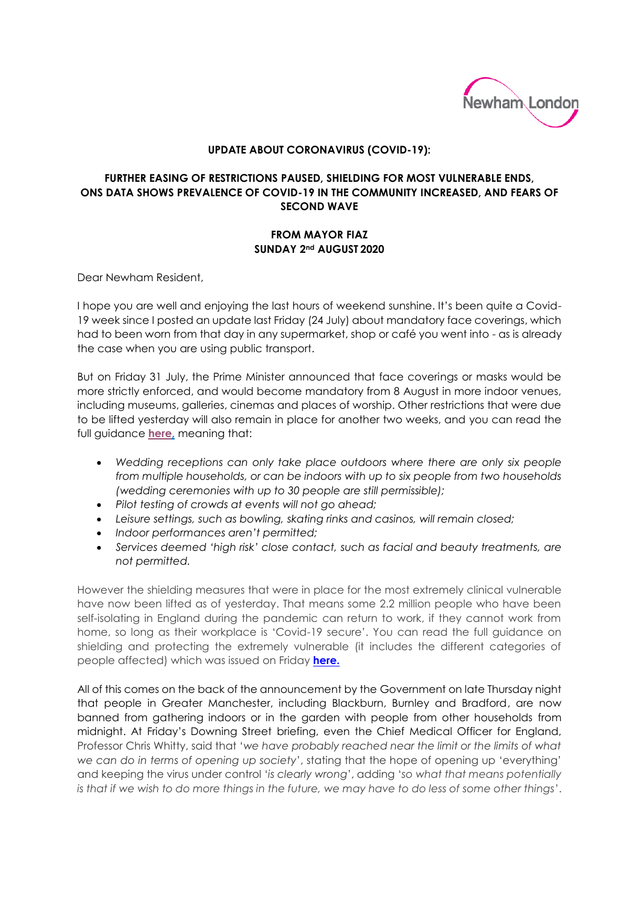Newham London

**UPDATE ABOUT CORONAVIRUS (COVID-19):**

**FURTHER EASING OF RESTRICTIONS PAUSED, SHIELDING FOR MOST VULNERABLE ENDS, ONS DATA SHOWS PREVALENCE OF COVID-19 IN THE COMMUNITY INCREASED, AND FEARS OF SECOND WAVE**

**FROM MAYOR FIAZ**
**SUNDAY 2nd AUGUST 2020**

Dear Newham Resident,

I hope you are well and enjoying the last hours of weekend sunshine. It's been quite a Covid-19 week since I posted an update last Friday (24 July) about mandatory face coverings, which had to been worn from that day in any supermarket, shop or café you went into - as is already the case when you are using public transport.

But on Friday 31 July, the Prime Minister announced that face coverings or masks would be more strictly enforced, and would become mandatory from 8 August in more indoor venues, including museums, galleries, cinemas and places of worship. Other restrictions that were due to be lifted yesterday will also remain in place for another two weeks, and you can read the full guidance **here**, meaning that:

- *Wedding receptions can only take place outdoors where there are only six people from multiple households, or can be indoors with up to six people from two households (wedding ceremonies with up to 30 people are still permissible);*
- *Pilot testing of crowds at events will not go ahead;*
- *Leisure settings, such as bowling, skating rinks and casinos, will remain closed;*
- *Indoor performances aren't permitted;*
- *Services deemed 'high risk' close contact, such as facial and beauty treatments, are not permitted.*

However the shielding measures that were in place for the most extremely clinical vulnerable have now been lifted as of yesterday. That means some 2.2 million people who have been self-isolating in England during the pandemic can return to work, if they cannot work from home, so long as their workplace is 'Covid-19 secure'. You can read the full guidance on shielding and protecting the extremely vulnerable (it includes the different categories of people affected) which was issued on Friday **here.**

All of this comes on the back of the announcement by the Government on late Thursday night that people in Greater Manchester, including Blackburn, Burnley and Bradford, are now banned from gathering indoors or in the garden with people from other households from midnight. At Friday's Downing Street briefing, even the Chief Medical Officer for England, Professor Chris Whitty, said that '*we have probably reached near the limit or the limits of what we can do in terms of opening up society*', stating that the hope of opening up 'everything' and keeping the virus under control '*is clearly wrong*', adding '*so what that means potentially is that if we wish to do more things in the future, we may have to do less of some other things*'.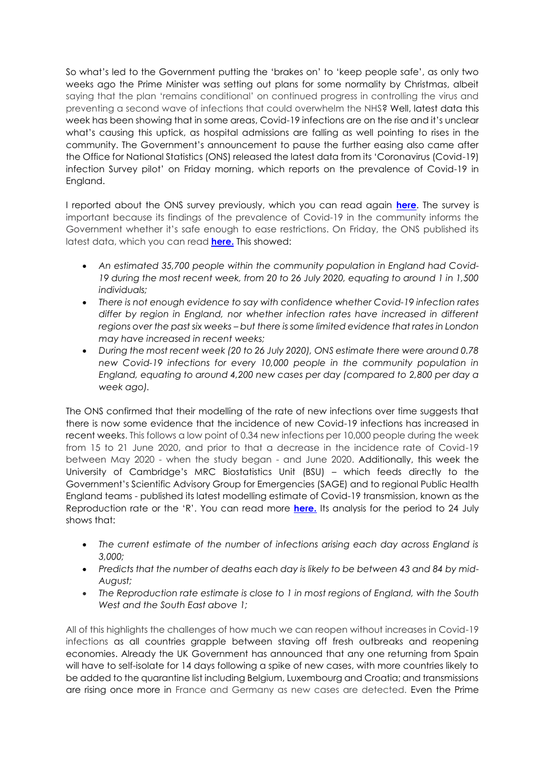So what's led to the Government putting the 'brakes on' to 'keep people safe', as only two weeks ago the Prime Minister was setting out plans for some normality by Christmas, albeit saying that the plan 'remains conditional' on continued progress in controlling the virus and preventing a second wave of infections that could overwhelm the NHS? Well, latest data this week has been showing that in some areas, Covid-19 infections are on the rise and it's unclear what's causing this uptick, as hospital admissions are falling as well pointing to rises in the community. The Government's announcement to pause the further easing also came after the Office for National Statistics (ONS) released the latest data from its 'Coronavirus (Covid-19) infection Survey pilot' on Friday morning, which reports on the prevalence of Covid-19 in England.

I reported about the ONS survey previously, which you can read again **here**. The survey is important because its findings of the prevalence of Covid-19 in the community informs the Government whether it's safe enough to ease restrictions. On Friday, the ONS published its latest data, which you can read **here.** This showed:

- *An estimated 35,700 people within the community population in England had Covid-19 during the most recent week, from 20 to 26 July 2020, equating to around 1 in 1,500 individuals;*
- *There is not enough evidence to say with confidence whether Covid-19 infection rates differ by region in England, nor whether infection rates have increased in different regions over the past six weeks – but there is some limited evidence that rates in London may have increased in recent weeks;*
- *During the most recent week (20 to 26 July 2020), ONS estimate there were around 0.78 new Covid-19 infections for every 10,000 people in the community population in England, equating to around 4,200 new cases per day (compared to 2,800 per day a week ago).*

The ONS confirmed that their modelling of the rate of new infections over time suggests that there is now some evidence that the incidence of new Covid-19 infections has increased in recent weeks. This follows a low point of 0.34 new infections per 10,000 people during the week from 15 to 21 June 2020, and prior to that a decrease in the incidence rate of Covid-19 between May 2020 - when the study began - and June 2020. Additionally, this week the University of Cambridge's MRC Biostatistics Unit (BSU) – which feeds directly to the Government's Scientific Advisory Group for Emergencies (SAGE) and to regional Public Health England teams - published its latest modelling estimate of Covid-19 transmission, known as the Reproduction rate or the 'R'. You can read more **here.** Its analysis for the period to 24 July shows that:

- *The current estimate of the number of infections arising each day across England is 3,000;*
- *Predicts that the number of deaths each day is likely to be between 43 and 84 by mid-August;*
- *The Reproduction rate estimate is close to 1 in most regions of England, with the South West and the South East above 1;*

All of this highlights the challenges of how much we can reopen without increases in Covid-19 infections as all countries grapple between staving off fresh outbreaks and reopening economies. Already the UK Government has announced that any one returning from Spain will have to self-isolate for 14 days following a spike of new cases, with more countries likely to be added to the quarantine list including Belgium, Luxembourg and Croatia; and transmissions are rising once more in France and Germany as new cases are detected. Even the Prime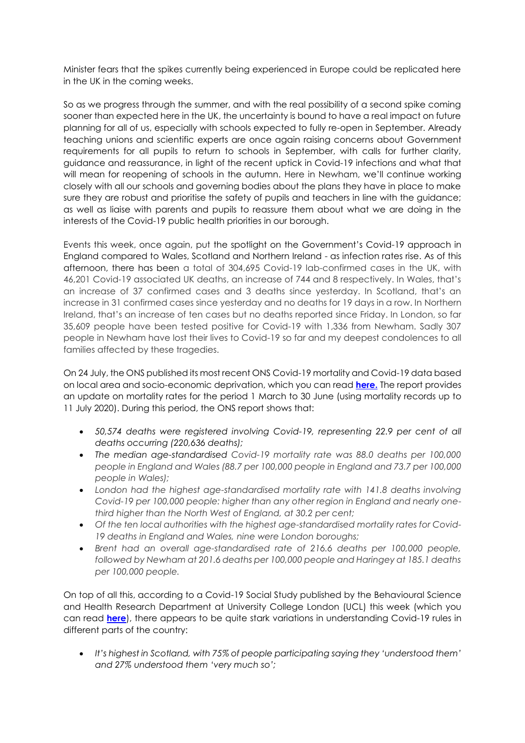Minister fears that the spikes currently being experienced in Europe could be replicated here in the UK in the coming weeks.

So as we progress through the summer, and with the real possibility of a second spike coming sooner than expected here in the UK, the uncertainty is bound to have a real impact on future planning for all of us, especially with schools expected to fully re-open in September. Already teaching unions and scientific experts are once again raising concerns about Government requirements for all pupils to return to schools in September, with calls for further clarity, guidance and reassurance, in light of the recent uptick in Covid-19 infections and what that will mean for reopening of schools in the autumn. Here in Newham, we'll continue working closely with all our schools and governing bodies about the plans they have in place to make sure they are robust and prioritise the safety of pupils and teachers in line with the guidance; as well as liaise with parents and pupils to reassure them about what we are doing in the interests of the Covid-19 public health priorities in our borough.

Events this week, once again, put the spotlight on the Government's Covid-19 approach in England compared to Wales, Scotland and Northern Ireland - as infection rates rise. As of this afternoon, there has been a total of 304,695 Covid-19 lab-confirmed cases in the UK, with 46,201 Covid-19 associated UK deaths, an increase of 744 and 8 respectively. In Wales, that's an increase of 37 confirmed cases and 3 deaths since yesterday. In Scotland, that's an increase in 31 confirmed cases since yesterday and no deaths for 19 days in a row. In Northern Ireland, that's an increase of ten cases but no deaths reported since Friday. In London, so far 35,609 people have been tested positive for Covid-19 with 1,336 from Newham. Sadly 307 people in Newham have lost their lives to Covid-19 so far and my deepest condolences to all families affected by these tragedies.

On 24 July, the ONS published its most recent ONS Covid-19 mortality and Covid-19 data based on local area and socio-economic deprivation, which you can read **here.** The report provides an update on mortality rates for the period 1 March to 30 June (using mortality records up to 11 July 2020). During this period, the ONS report shows that:

- *50,574 deaths were registered involving Covid-19, representing 22.9 per cent of all deaths occurring (220,636 deaths);*
- *The median age-standardised Covid-19 mortality rate was 88.0 deaths per 100,000 people in England and Wales (88.7 per 100,000 people in England and 73.7 per 100,000 people in Wales);*
- *London had the highest age-standardised mortality rate with 141.8 deaths involving Covid-19 per 100,000 people: higher than any other region in England and nearly one-third higher than the North West of England, at 30.2 per cent;*
- *Of the ten local authorities with the highest age-standardised mortality rates for Covid-19 deaths in England and Wales, nine were London boroughs;*
- *Brent had an overall age-standardised rate of 216.6 deaths per 100,000 people, followed by Newham at 201.6 deaths per 100,000 people and Haringey at 185.1 deaths per 100,000 people.*

On top of all this, according to a Covid-19 Social Study published by the Behavioural Science and Health Research Department at University College London (UCL) this week (which you can read **here**), there appears to be quite stark variations in understanding Covid-19 rules in different parts of the country:

- *It's highest in Scotland, with 75% of people participating saying they 'understood them' and 27% understood them 'very much so';*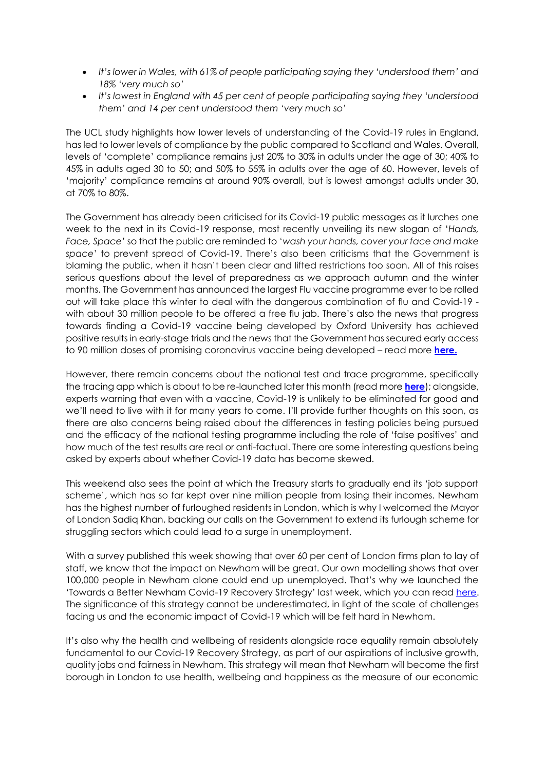- *It's lower in Wales, with 61% of people participating saying they 'understood them' and 18% 'very much so'*
- *It's lowest in England with 45 per cent of people participating saying they 'understood them' and 14 per cent understood them 'very much so'*

The UCL study highlights how lower levels of understanding of the Covid-19 rules in England, has led to lower levels of compliance by the public compared to Scotland and Wales. Overall, levels of 'complete' compliance remains just 20% to 30% in adults under the age of 30; 40% to 45% in adults aged 30 to 50; and 50% to 55% in adults over the age of 60. However, levels of 'majority' compliance remains at around 90% overall, but is lowest amongst adults under 30, at 70% to 80%.

The Government has already been criticised for its Covid-19 public messages as it lurches one week to the next in its Covid-19 response, most recently unveiling its new slogan of '*Hands, Face, Space*' so that the public are reminded to '*wash your hands, cover your face and make space*' to prevent spread of Covid-19. There's also been criticisms that the Government is blaming the public, when it hasn't been clear and lifted restrictions too soon. All of this raises serious questions about the level of preparedness as we approach autumn and the winter months. The Government has announced the largest Flu vaccine programme ever to be rolled out will take place this winter to deal with the dangerous combination of flu and Covid-19 - with about 30 million people to be offered a free flu jab. There's also the news that progress towards finding a Covid-19 vaccine being developed by Oxford University has achieved positive results in early-stage trials and the news that the Government has secured early access to 90 million doses of promising coronavirus vaccine being developed – read more **here.**

However, there remain concerns about the national test and trace programme, specifically the tracing app which is about to be re-launched later this month (read more **here**); alongside, experts warning that even with a vaccine, Covid-19 is unlikely to be eliminated for good and we'll need to live with it for many years to come. I'll provide further thoughts on this soon, as there are also concerns being raised about the differences in testing policies being pursued and the efficacy of the national testing programme including the role of 'false positives' and how much of the test results are real or anti-factual. There are some interesting questions being asked by experts about whether Covid-19 data has become skewed.

This weekend also sees the point at which the Treasury starts to gradually end its 'job support scheme', which has so far kept over nine million people from losing their incomes. Newham has the highest number of furloughed residents in London, which is why I welcomed the Mayor of London Sadiq Khan, backing our calls on the Government to extend its furlough scheme for struggling sectors which could lead to a surge in unemployment.

With a survey published this week showing that over 60 per cent of London firms plan to lay of staff, we know that the impact on Newham will be great. Our own modelling shows that over 100,000 people in Newham alone could end up unemployed. That's why we launched the 'Towards a Better Newham Covid-19 Recovery Strategy' last week, which you can read here. The significance of this strategy cannot be underestimated, in light of the scale of challenges facing us and the economic impact of Covid-19 which will be felt hard in Newham.

It's also why the health and wellbeing of residents alongside race equality remain absolutely fundamental to our Covid-19 Recovery Strategy, as part of our aspirations of inclusive growth, quality jobs and fairness in Newham. This strategy will mean that Newham will become the first borough in London to use health, wellbeing and happiness as the measure of our economic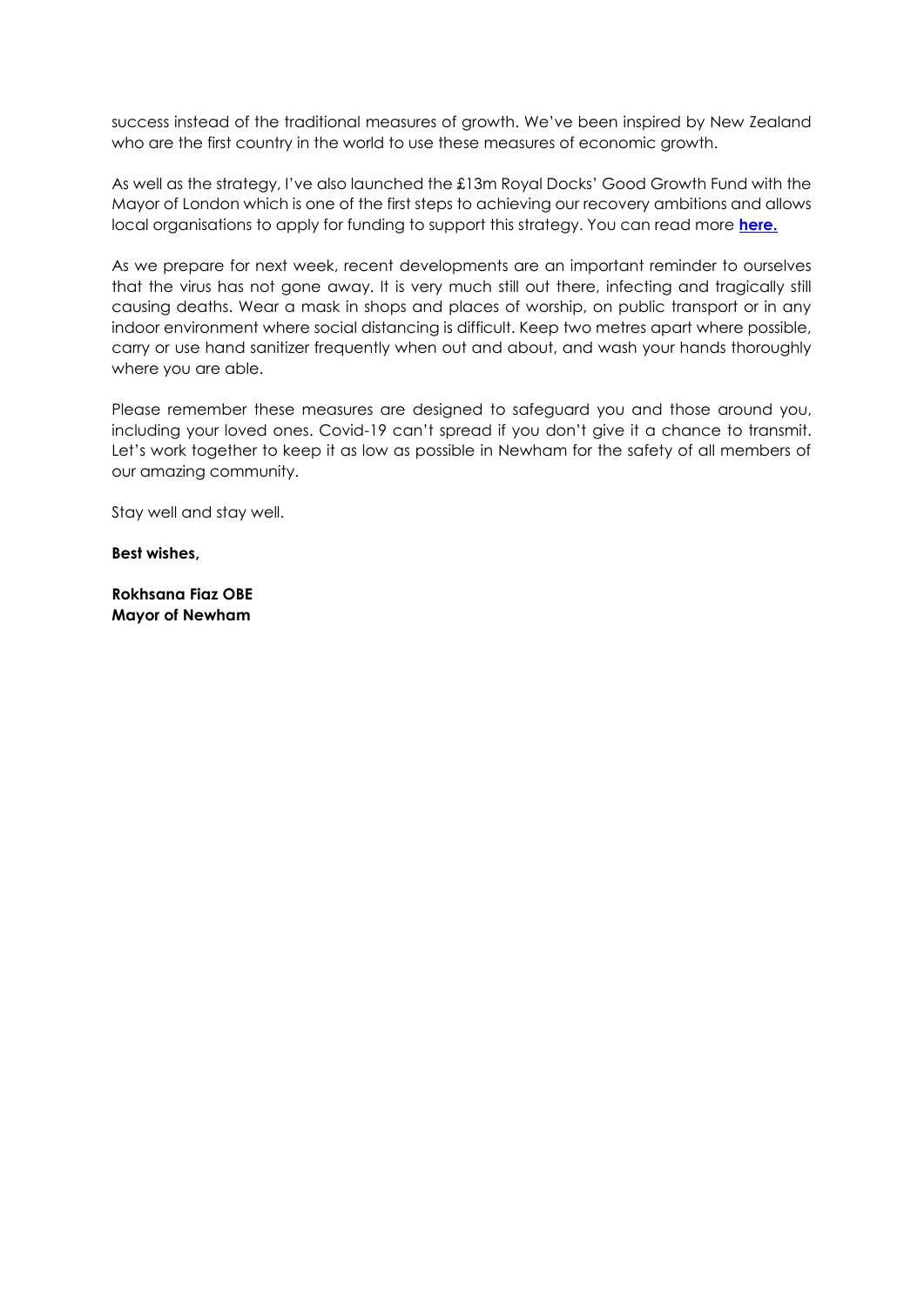success instead of the traditional measures of growth. We've been inspired by New Zealand who are the first country in the world to use these measures of economic growth.

As well as the strategy, I've also launched the £13m Royal Docks' Good Growth Fund with the Mayor of London which is one of the first steps to achieving our recovery ambitions and allows local organisations to apply for funding to support this strategy. You can read more **here.**

As we prepare for next week, recent developments are an important reminder to ourselves that the virus has not gone away. It is very much still out there, infecting and tragically still causing deaths. Wear a mask in shops and places of worship, on public transport or in any indoor environment where social distancing is difficult. Keep two metres apart where possible, carry or use hand sanitizer frequently when out and about, and wash your hands thoroughly where you are able.

Please remember these measures are designed to safeguard you and those around you, including your loved ones. Covid-19 can't spread if you don't give it a chance to transmit. Let's work together to keep it as low as possible in Newham for the safety of all members of our amazing community.

Stay well and stay well.

**Best wishes,**

**Rokhsana Fiaz OBE**
**Mayor of Newham**